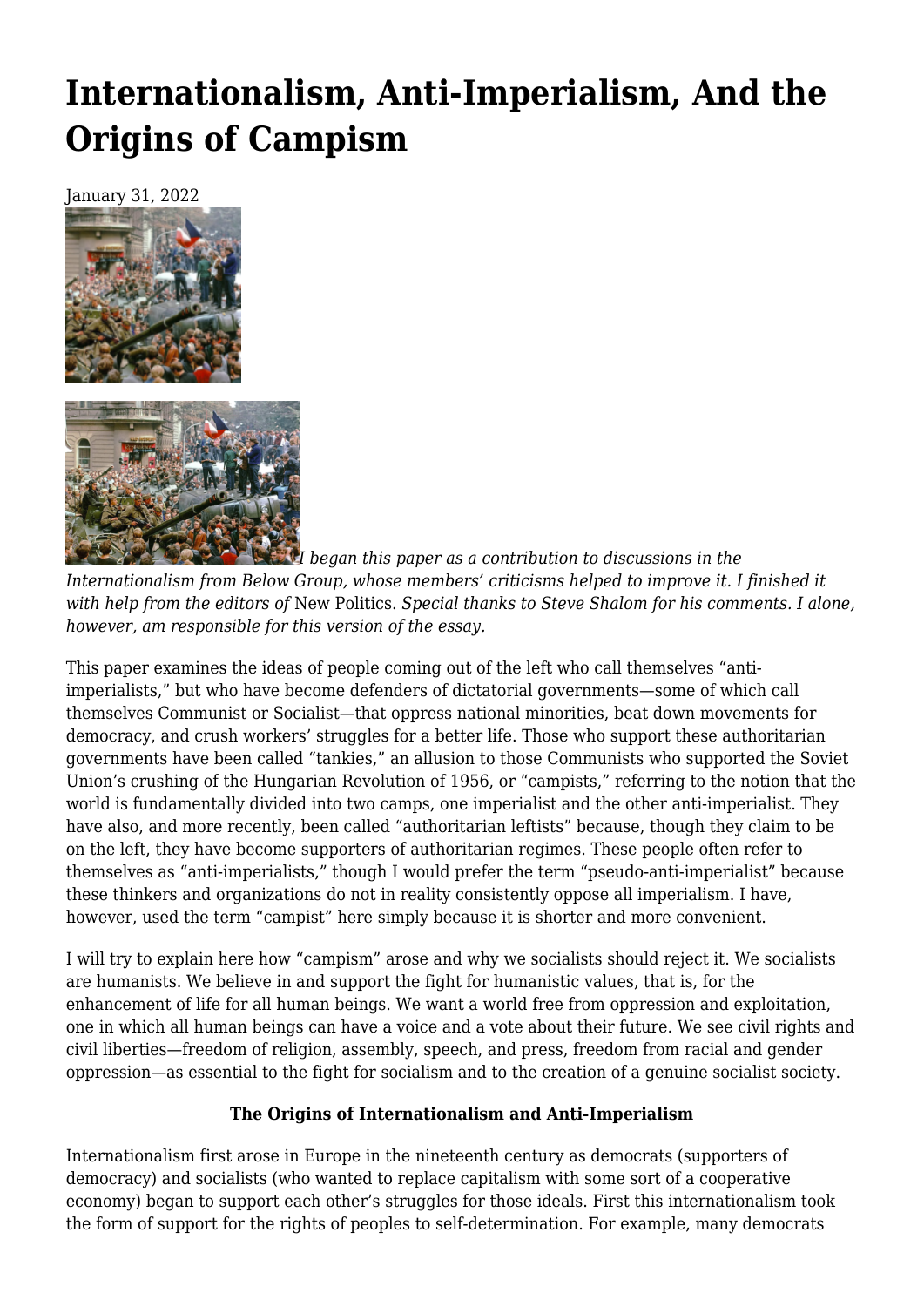# Internationalism, Anti-Imperialism, And the Origins of Campism

January 31, 2022

*I began this paper as a contribution to discussions in the Internationalism from Below Group, whose members' criticisms helped to improve it. I finished it with help from the editors of* New Politics*. Special thanks to Steve Shalom for his comments. I alone, however, am responsible for this version of the essay.*

This paper examines the ideas of people coming out of the left who call themselves "anti-imperialists," but who have become defenders of dictatorial governments—some of which call themselves Communist or Socialist—that oppress national minorities, beat down movements for democracy, and crush workers' struggles for a better life. Those who support these authoritarian governments have been called "tankies," an allusion to those Communists who supported the Soviet Union's crushing of the Hungarian Revolution of 1956, or "campists," referring to the notion that the world is fundamentally divided into two camps, one imperialist and the other anti-imperialist. They have also, and more recently, been called "authoritarian leftists" because, though they claim to be on the left, they have become supporters of authoritarian regimes. These people often refer to themselves as "anti-imperialists," though I would prefer the term "pseudo-anti-imperialist" because these thinkers and organizations do not in reality consistently oppose all imperialism. I have, however, used the term "campist" here simply because it is shorter and more convenient.

I will try to explain here how "campism" arose and why we socialists should reject it. We socialists are humanists. We believe in and support the fight for humanistic values, that is, for the enhancement of life for all human beings. We want a world free from oppression and exploitation, one in which all human beings can have a voice and a vote about their future. We see civil rights and civil liberties—freedom of religion, assembly, speech, and press, freedom from racial and gender oppression—as essential to the fight for socialism and to the creation of a genuine socialist society.

**The Origins of Internationalism and Anti-Imperialism**

Internationalism first arose in Europe in the nineteenth century as democrats (supporters of democracy) and socialists (who wanted to replace capitalism with some sort of a cooperative economy) began to support each other's struggles for those ideals. First this internationalism took the form of support for the rights of peoples to self-determination. For example, many democrats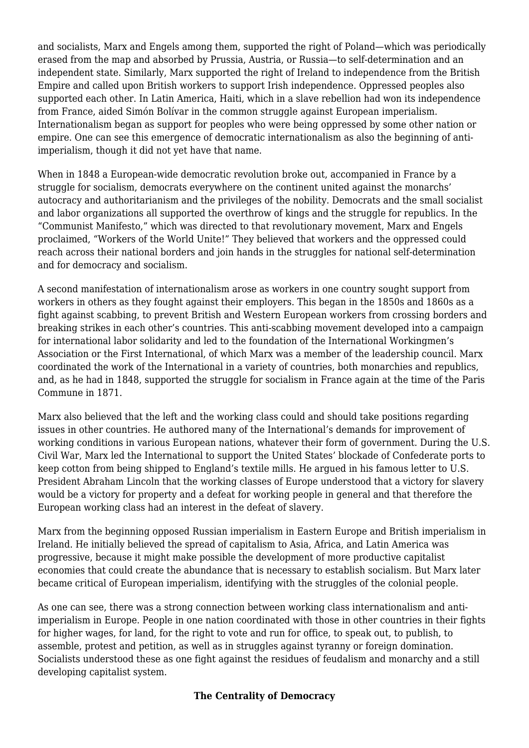and socialists, Marx and Engels among them, supported the right of Poland—which was periodically erased from the map and absorbed by Prussia, Austria, or Russia—to self-determination and an independent state. Similarly, Marx supported the right of Ireland to independence from the British Empire and called upon British workers to support Irish independence. Oppressed peoples also supported each other. In Latin America, Haiti, which in a slave rebellion had won its independence from France, aided Simón Bolívar in the common struggle against European imperialism. Internationalism began as support for peoples who were being oppressed by some other nation or empire. One can see this emergence of democratic internationalism as also the beginning of anti-imperialism, though it did not yet have that name.

When in 1848 a European-wide democratic revolution broke out, accompanied in France by a struggle for socialism, democrats everywhere on the continent united against the monarchs' autocracy and authoritarianism and the privileges of the nobility. Democrats and the small socialist and labor organizations all supported the overthrow of kings and the struggle for republics. In the "Communist Manifesto," which was directed to that revolutionary movement, Marx and Engels proclaimed, "Workers of the World Unite!" They believed that workers and the oppressed could reach across their national borders and join hands in the struggles for national self-determination and for democracy and socialism.

A second manifestation of internationalism arose as workers in one country sought support from workers in others as they fought against their employers. This began in the 1850s and 1860s as a fight against scabbing, to prevent British and Western European workers from crossing borders and breaking strikes in each other's countries. This anti-scabbing movement developed into a campaign for international labor solidarity and led to the foundation of the International Workingmen's Association or the First International, of which Marx was a member of the leadership council. Marx coordinated the work of the International in a variety of countries, both monarchies and republics, and, as he had in 1848, supported the struggle for socialism in France again at the time of the Paris Commune in 1871.

Marx also believed that the left and the working class could and should take positions regarding issues in other countries. He authored many of the International's demands for improvement of working conditions in various European nations, whatever their form of government. During the U.S. Civil War, Marx led the International to support the United States' blockade of Confederate ports to keep cotton from being shipped to England's textile mills. He argued in his famous letter to U.S. President Abraham Lincoln that the working classes of Europe understood that a victory for slavery would be a victory for property and a defeat for working people in general and that therefore the European working class had an interest in the defeat of slavery.

Marx from the beginning opposed Russian imperialism in Eastern Europe and British imperialism in Ireland. He initially believed the spread of capitalism to Asia, Africa, and Latin America was progressive, because it might make possible the development of more productive capitalist economies that could create the abundance that is necessary to establish socialism. But Marx later became critical of European imperialism, identifying with the struggles of the colonial people.

As one can see, there was a strong connection between working class internationalism and anti-imperialism in Europe. People in one nation coordinated with those in other countries in their fights for higher wages, for land, for the right to vote and run for office, to speak out, to publish, to assemble, protest and petition, as well as in struggles against tyranny or foreign domination. Socialists understood these as one fight against the residues of feudalism and monarchy and a still developing capitalist system.

## The Centrality of Democracy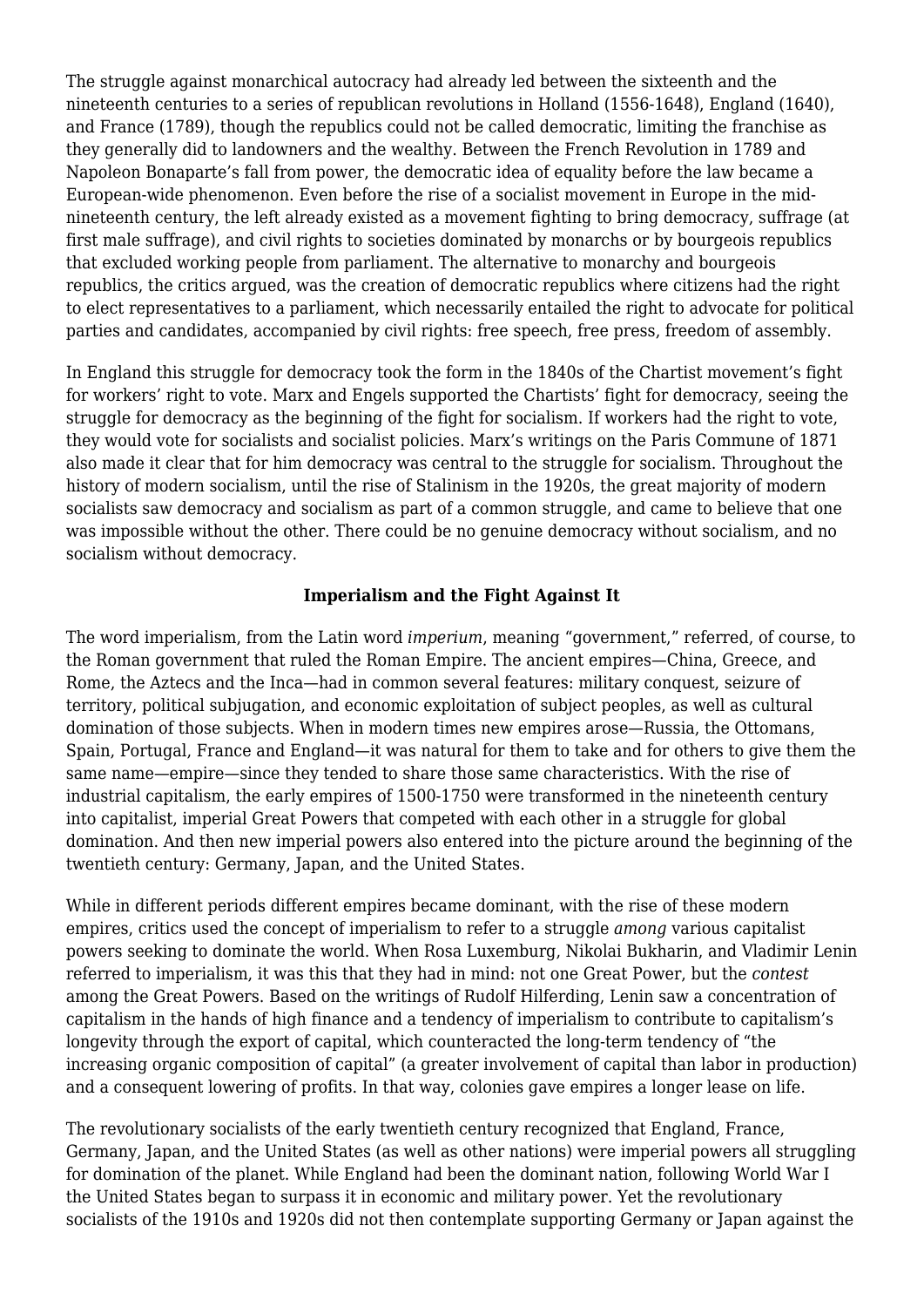The struggle against monarchical autocracy had already led between the sixteenth and the nineteenth centuries to a series of republican revolutions in Holland (1556-1648), England (1640), and France (1789), though the republics could not be called democratic, limiting the franchise as they generally did to landowners and the wealthy. Between the French Revolution in 1789 and Napoleon Bonaparte's fall from power, the democratic idea of equality before the law became a European-wide phenomenon. Even before the rise of a socialist movement in Europe in the mid-nineteenth century, the left already existed as a movement fighting to bring democracy, suffrage (at first male suffrage), and civil rights to societies dominated by monarchs or by bourgeois republics that excluded working people from parliament. The alternative to monarchy and bourgeois republics, the critics argued, was the creation of democratic republics where citizens had the right to elect representatives to a parliament, which necessarily entailed the right to advocate for political parties and candidates, accompanied by civil rights: free speech, free press, freedom of assembly.

In England this struggle for democracy took the form in the 1840s of the Chartist movement's fight for workers' right to vote. Marx and Engels supported the Chartists' fight for democracy, seeing the struggle for democracy as the beginning of the fight for socialism. If workers had the right to vote, they would vote for socialists and socialist policies. Marx's writings on the Paris Commune of 1871 also made it clear that for him democracy was central to the struggle for socialism. Throughout the history of modern socialism, until the rise of Stalinism in the 1920s, the great majority of modern socialists saw democracy and socialism as part of a common struggle, and came to believe that one was impossible without the other. There could be no genuine democracy without socialism, and no socialism without democracy.

**Imperialism and the Fight Against It**

The word imperialism, from the Latin word *imperium*, meaning "government," referred, of course, to the Roman government that ruled the Roman Empire. The ancient empires—China, Greece, and Rome, the Aztecs and the Inca—had in common several features: military conquest, seizure of territory, political subjugation, and economic exploitation of subject peoples, as well as cultural domination of those subjects. When in modern times new empires arose—Russia, the Ottomans, Spain, Portugal, France and England—it was natural for them to take and for others to give them the same name—empire—since they tended to share those same characteristics. With the rise of industrial capitalism, the early empires of 1500-1750 were transformed in the nineteenth century into capitalist, imperial Great Powers that competed with each other in a struggle for global domination. And then new imperial powers also entered into the picture around the beginning of the twentieth century: Germany, Japan, and the United States.

While in different periods different empires became dominant, with the rise of these modern empires, critics used the concept of imperialism to refer to a struggle *among* various capitalist powers seeking to dominate the world. When Rosa Luxemburg, Nikolai Bukharin, and Vladimir Lenin referred to imperialism, it was this that they had in mind: not one Great Power, but the *contest* among the Great Powers. Based on the writings of Rudolf Hilferding, Lenin saw a concentration of capitalism in the hands of high finance and a tendency of imperialism to contribute to capitalism's longevity through the export of capital, which counteracted the long-term tendency of "the increasing organic composition of capital" (a greater involvement of capital than labor in production) and a consequent lowering of profits. In that way, colonies gave empires a longer lease on life.

The revolutionary socialists of the early twentieth century recognized that England, France, Germany, Japan, and the United States (as well as other nations) were imperial powers all struggling for domination of the planet. While England had been the dominant nation, following World War I the United States began to surpass it in economic and military power. Yet the revolutionary socialists of the 1910s and 1920s did not then contemplate supporting Germany or Japan against the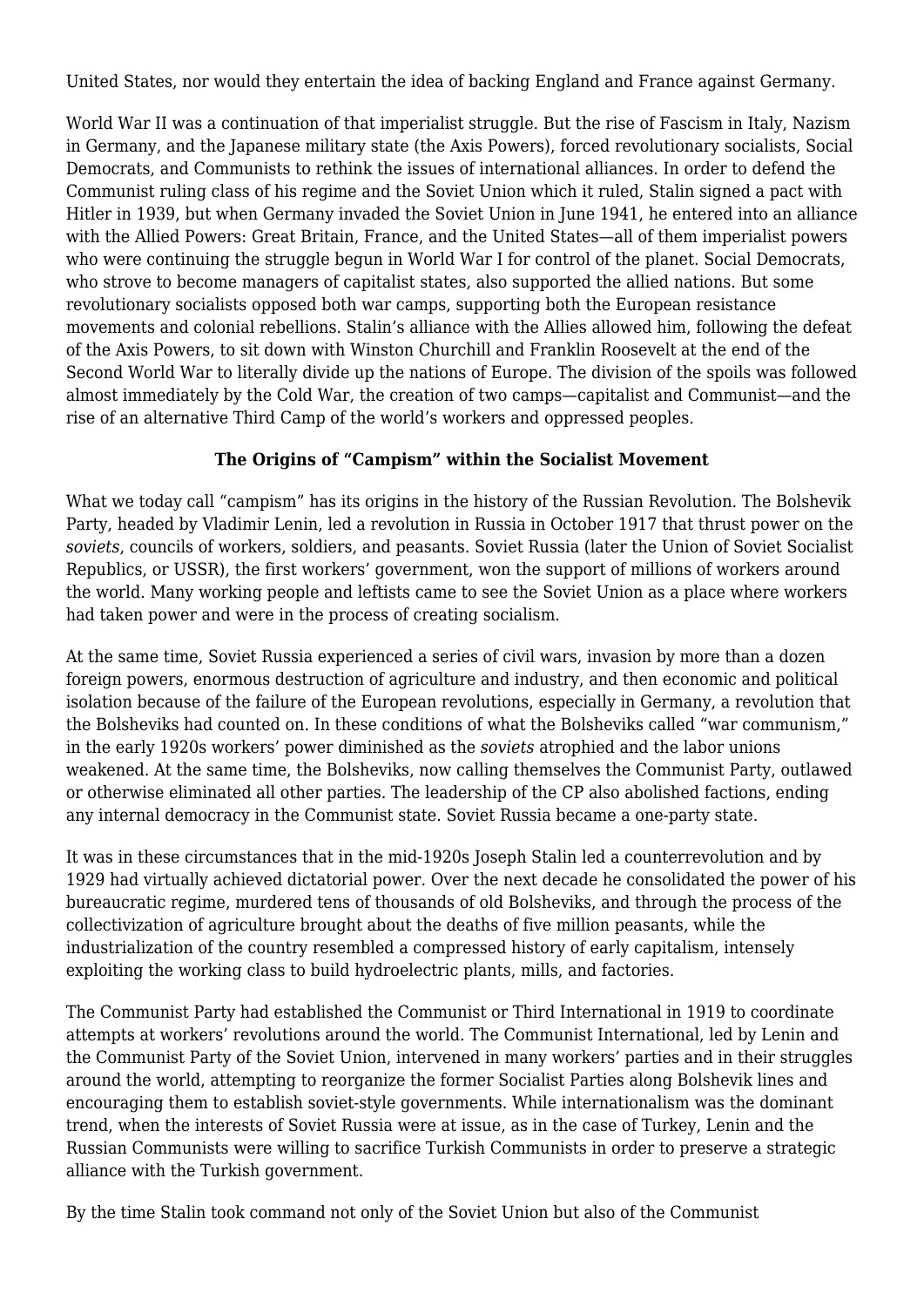United States, nor would they entertain the idea of backing England and France against Germany.

World War II was a continuation of that imperialist struggle. But the rise of Fascism in Italy, Nazism in Germany, and the Japanese military state (the Axis Powers), forced revolutionary socialists, Social Democrats, and Communists to rethink the issues of international alliances. In order to defend the Communist ruling class of his regime and the Soviet Union which it ruled, Stalin signed a pact with Hitler in 1939, but when Germany invaded the Soviet Union in June 1941, he entered into an alliance with the Allied Powers: Great Britain, France, and the United States—all of them imperialist powers who were continuing the struggle begun in World War I for control of the planet. Social Democrats, who strove to become managers of capitalist states, also supported the allied nations. But some revolutionary socialists opposed both war camps, supporting both the European resistance movements and colonial rebellions. Stalin's alliance with the Allies allowed him, following the defeat of the Axis Powers, to sit down with Winston Churchill and Franklin Roosevelt at the end of the Second World War to literally divide up the nations of Europe. The division of the spoils was followed almost immediately by the Cold War, the creation of two camps—capitalist and Communist—and the rise of an alternative Third Camp of the world's workers and oppressed peoples.

### The Origins of "Campism" within the Socialist Movement

What we today call "campism" has its origins in the history of the Russian Revolution. The Bolshevik Party, headed by Vladimir Lenin, led a revolution in Russia in October 1917 that thrust power on the *soviets*, councils of workers, soldiers, and peasants. Soviet Russia (later the Union of Soviet Socialist Republics, or USSR), the first workers' government, won the support of millions of workers around the world. Many working people and leftists came to see the Soviet Union as a place where workers had taken power and were in the process of creating socialism.

At the same time, Soviet Russia experienced a series of civil wars, invasion by more than a dozen foreign powers, enormous destruction of agriculture and industry, and then economic and political isolation because of the failure of the European revolutions, especially in Germany, a revolution that the Bolsheviks had counted on. In these conditions of what the Bolsheviks called "war communism," in the early 1920s workers' power diminished as the *soviets* atrophied and the labor unions weakened. At the same time, the Bolsheviks, now calling themselves the Communist Party, outlawed or otherwise eliminated all other parties. The leadership of the CP also abolished factions, ending any internal democracy in the Communist state. Soviet Russia became a one-party state.

It was in these circumstances that in the mid-1920s Joseph Stalin led a counterrevolution and by 1929 had virtually achieved dictatorial power. Over the next decade he consolidated the power of his bureaucratic regime, murdered tens of thousands of old Bolsheviks, and through the process of the collectivization of agriculture brought about the deaths of five million peasants, while the industrialization of the country resembled a compressed history of early capitalism, intensely exploiting the working class to build hydroelectric plants, mills, and factories.

The Communist Party had established the Communist or Third International in 1919 to coordinate attempts at workers' revolutions around the world. The Communist International, led by Lenin and the Communist Party of the Soviet Union, intervened in many workers' parties and in their struggles around the world, attempting to reorganize the former Socialist Parties along Bolshevik lines and encouraging them to establish soviet-style governments. While internationalism was the dominant trend, when the interests of Soviet Russia were at issue, as in the case of Turkey, Lenin and the Russian Communists were willing to sacrifice Turkish Communists in order to preserve a strategic alliance with the Turkish government.

By the time Stalin took command not only of the Soviet Union but also of the Communist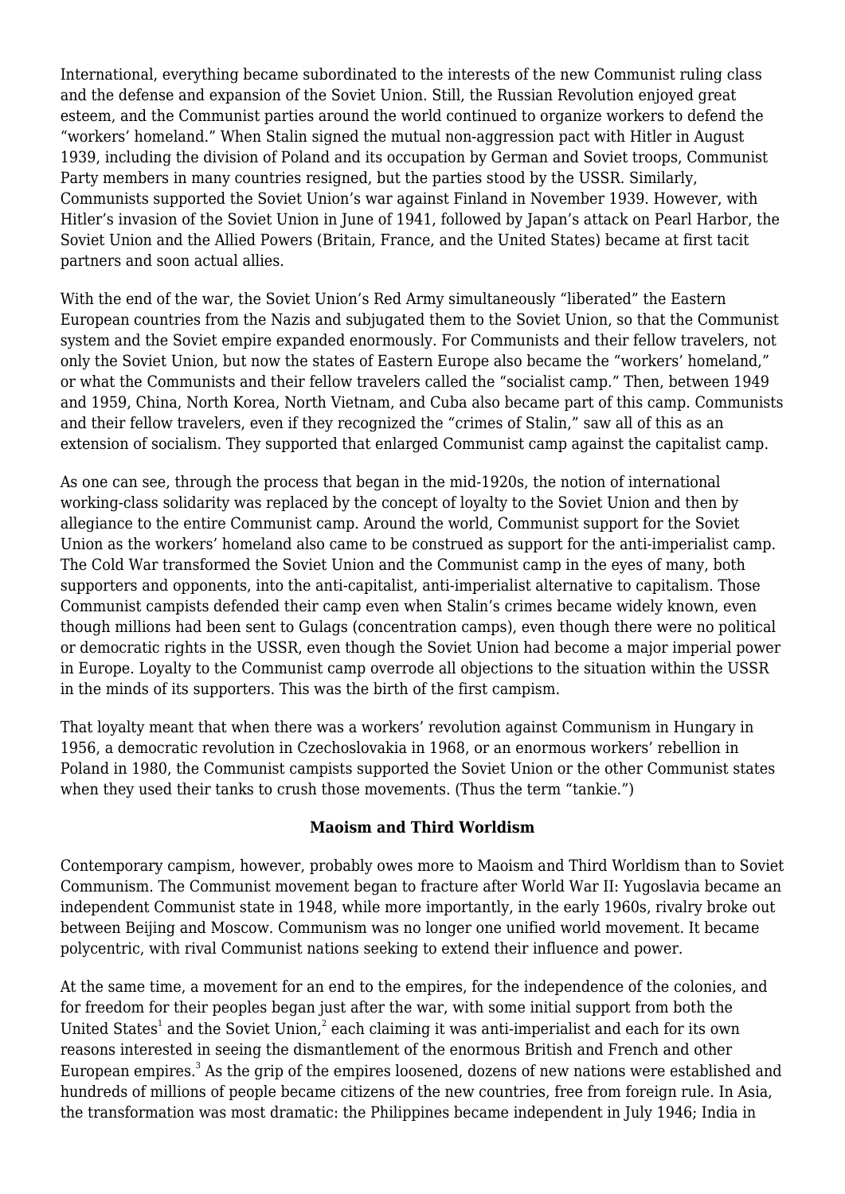International, everything became subordinated to the interests of the new Communist ruling class and the defense and expansion of the Soviet Union. Still, the Russian Revolution enjoyed great esteem, and the Communist parties around the world continued to organize workers to defend the "workers' homeland." When Stalin signed the mutual non-aggression pact with Hitler in August 1939, including the division of Poland and its occupation by German and Soviet troops, Communist Party members in many countries resigned, but the parties stood by the USSR. Similarly, Communists supported the Soviet Union's war against Finland in November 1939. However, with Hitler's invasion of the Soviet Union in June of 1941, followed by Japan's attack on Pearl Harbor, the Soviet Union and the Allied Powers (Britain, France, and the United States) became at first tacit partners and soon actual allies.

With the end of the war, the Soviet Union's Red Army simultaneously "liberated" the Eastern European countries from the Nazis and subjugated them to the Soviet Union, so that the Communist system and the Soviet empire expanded enormously. For Communists and their fellow travelers, not only the Soviet Union, but now the states of Eastern Europe also became the "workers' homeland," or what the Communists and their fellow travelers called the "socialist camp." Then, between 1949 and 1959, China, North Korea, North Vietnam, and Cuba also became part of this camp. Communists and their fellow travelers, even if they recognized the "crimes of Stalin," saw all of this as an extension of socialism. They supported that enlarged Communist camp against the capitalist camp.

As one can see, through the process that began in the mid-1920s, the notion of international working-class solidarity was replaced by the concept of loyalty to the Soviet Union and then by allegiance to the entire Communist camp. Around the world, Communist support for the Soviet Union as the workers' homeland also came to be construed as support for the anti-imperialist camp. The Cold War transformed the Soviet Union and the Communist camp in the eyes of many, both supporters and opponents, into the anti-capitalist, anti-imperialist alternative to capitalism. Those Communist campists defended their camp even when Stalin's crimes became widely known, even though millions had been sent to Gulags (concentration camps), even though there were no political or democratic rights in the USSR, even though the Soviet Union had become a major imperial power in Europe. Loyalty to the Communist camp overrode all objections to the situation within the USSR in the minds of its supporters. This was the birth of the first campism.

That loyalty meant that when there was a workers' revolution against Communism in Hungary in 1956, a democratic revolution in Czechoslovakia in 1968, or an enormous workers' rebellion in Poland in 1980, the Communist campists supported the Soviet Union or the other Communist states when they used their tanks to crush those movements. (Thus the term "tankie.")

## Maoism and Third Worldism

Contemporary campism, however, probably owes more to Maoism and Third Worldism than to Soviet Communism. The Communist movement began to fracture after World War II: Yugoslavia became an independent Communist state in 1948, while more importantly, in the early 1960s, rivalry broke out between Beijing and Moscow. Communism was no longer one unified world movement. It became polycentric, with rival Communist nations seeking to extend their influence and power.

At the same time, a movement for an end to the empires, for the independence of the colonies, and for freedom for their peoples began just after the war, with some initial support from both the United States[1] and the Soviet Union,[2] each claiming it was anti-imperialist and each for its own reasons interested in seeing the dismantlement of the enormous British and French and other European empires.[3] As the grip of the empires loosened, dozens of new nations were established and hundreds of millions of people became citizens of the new countries, free from foreign rule. In Asia, the transformation was most dramatic: the Philippines became independent in July 1946; India in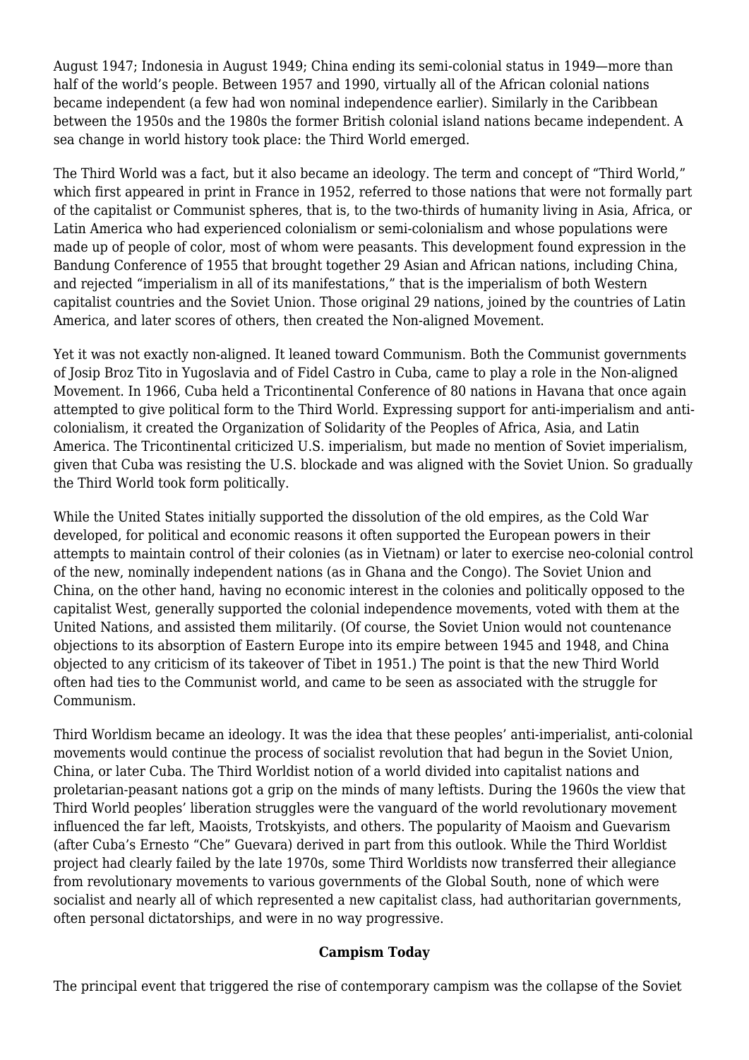August 1947; Indonesia in August 1949; China ending its semi-colonial status in 1949—more than half of the world's people. Between 1957 and 1990, virtually all of the African colonial nations became independent (a few had won nominal independence earlier). Similarly in the Caribbean between the 1950s and the 1980s the former British colonial island nations became independent. A sea change in world history took place: the Third World emerged.

The Third World was a fact, but it also became an ideology. The term and concept of "Third World," which first appeared in print in France in 1952, referred to those nations that were not formally part of the capitalist or Communist spheres, that is, to the two-thirds of humanity living in Asia, Africa, or Latin America who had experienced colonialism or semi-colonialism and whose populations were made up of people of color, most of whom were peasants. This development found expression in the Bandung Conference of 1955 that brought together 29 Asian and African nations, including China, and rejected "imperialism in all of its manifestations," that is the imperialism of both Western capitalist countries and the Soviet Union. Those original 29 nations, joined by the countries of Latin America, and later scores of others, then created the Non-aligned Movement.

Yet it was not exactly non-aligned. It leaned toward Communism. Both the Communist governments of Josip Broz Tito in Yugoslavia and of Fidel Castro in Cuba, came to play a role in the Non-aligned Movement. In 1966, Cuba held a Tricontinental Conference of 80 nations in Havana that once again attempted to give political form to the Third World. Expressing support for anti-imperialism and anti-colonialism, it created the Organization of Solidarity of the Peoples of Africa, Asia, and Latin America. The Tricontinental criticized U.S. imperialism, but made no mention of Soviet imperialism, given that Cuba was resisting the U.S. blockade and was aligned with the Soviet Union. So gradually the Third World took form politically.

While the United States initially supported the dissolution of the old empires, as the Cold War developed, for political and economic reasons it often supported the European powers in their attempts to maintain control of their colonies (as in Vietnam) or later to exercise neo-colonial control of the new, nominally independent nations (as in Ghana and the Congo). The Soviet Union and China, on the other hand, having no economic interest in the colonies and politically opposed to the capitalist West, generally supported the colonial independence movements, voted with them at the United Nations, and assisted them militarily. (Of course, the Soviet Union would not countenance objections to its absorption of Eastern Europe into its empire between 1945 and 1948, and China objected to any criticism of its takeover of Tibet in 1951.) The point is that the new Third World often had ties to the Communist world, and came to be seen as associated with the struggle for Communism.

Third Worldism became an ideology. It was the idea that these peoples' anti-imperialist, anti-colonial movements would continue the process of socialist revolution that had begun in the Soviet Union, China, or later Cuba. The Third Worldist notion of a world divided into capitalist nations and proletarian-peasant nations got a grip on the minds of many leftists. During the 1960s the view that Third World peoples' liberation struggles were the vanguard of the world revolutionary movement influenced the far left, Maoists, Trotskyists, and others. The popularity of Maoism and Guevarism (after Cuba's Ernesto "Che" Guevara) derived in part from this outlook. While the Third Worldist project had clearly failed by the late 1970s, some Third Worldists now transferred their allegiance from revolutionary movements to various governments of the Global South, none of which were socialist and nearly all of which represented a new capitalist class, had authoritarian governments, often personal dictatorships, and were in no way progressive.

**Campism Today**

The principal event that triggered the rise of contemporary campism was the collapse of the Soviet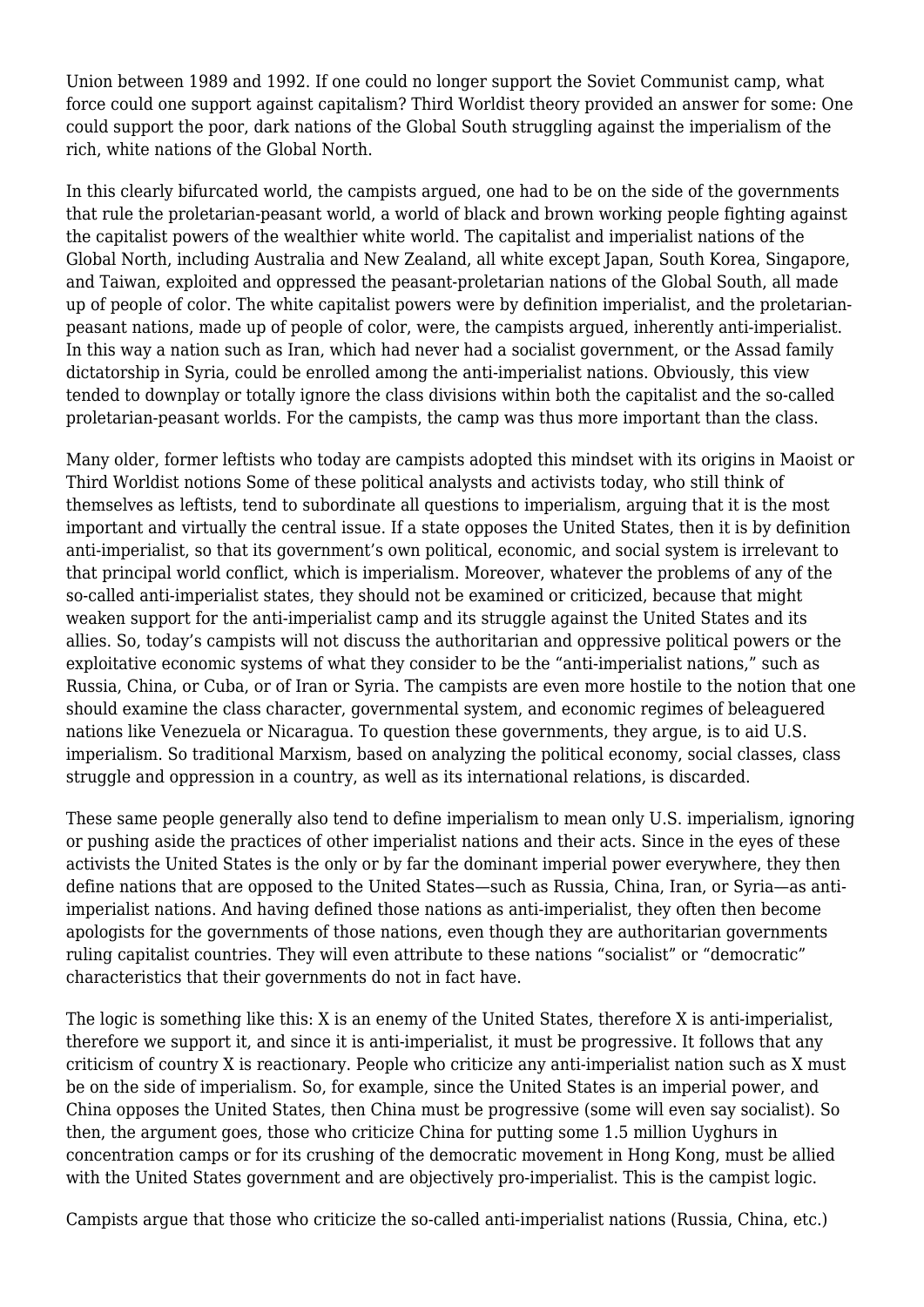Union between 1989 and 1992. If one could no longer support the Soviet Communist camp, what force could one support against capitalism? Third Worldist theory provided an answer for some: One could support the poor, dark nations of the Global South struggling against the imperialism of the rich, white nations of the Global North.

In this clearly bifurcated world, the campists argued, one had to be on the side of the governments that rule the proletarian-peasant world, a world of black and brown working people fighting against the capitalist powers of the wealthier white world. The capitalist and imperialist nations of the Global North, including Australia and New Zealand, all white except Japan, South Korea, Singapore, and Taiwan, exploited and oppressed the peasant-proletarian nations of the Global South, all made up of people of color. The white capitalist powers were by definition imperialist, and the proletarian-peasant nations, made up of people of color, were, the campists argued, inherently anti-imperialist. In this way a nation such as Iran, which had never had a socialist government, or the Assad family dictatorship in Syria, could be enrolled among the anti-imperialist nations. Obviously, this view tended to downplay or totally ignore the class divisions within both the capitalist and the so-called proletarian-peasant worlds. For the campists, the camp was thus more important than the class.

Many older, former leftists who today are campists adopted this mindset with its origins in Maoist or Third Worldist notions Some of these political analysts and activists today, who still think of themselves as leftists, tend to subordinate all questions to imperialism, arguing that it is the most important and virtually the central issue. If a state opposes the United States, then it is by definition anti-imperialist, so that its government's own political, economic, and social system is irrelevant to that principal world conflict, which is imperialism. Moreover, whatever the problems of any of the so-called anti-imperialist states, they should not be examined or criticized, because that might weaken support for the anti-imperialist camp and its struggle against the United States and its allies. So, today's campists will not discuss the authoritarian and oppressive political powers or the exploitative economic systems of what they consider to be the "anti-imperialist nations," such as Russia, China, or Cuba, or of Iran or Syria. The campists are even more hostile to the notion that one should examine the class character, governmental system, and economic regimes of beleaguered nations like Venezuela or Nicaragua. To question these governments, they argue, is to aid U.S. imperialism. So traditional Marxism, based on analyzing the political economy, social classes, class struggle and oppression in a country, as well as its international relations, is discarded.

These same people generally also tend to define imperialism to mean only U.S. imperialism, ignoring or pushing aside the practices of other imperialist nations and their acts. Since in the eyes of these activists the United States is the only or by far the dominant imperial power everywhere, they then define nations that are opposed to the United States—such as Russia, China, Iran, or Syria—as anti-imperialist nations. And having defined those nations as anti-imperialist, they often then become apologists for the governments of those nations, even though they are authoritarian governments ruling capitalist countries. They will even attribute to these nations "socialist" or "democratic" characteristics that their governments do not in fact have.

The logic is something like this: X is an enemy of the United States, therefore X is anti-imperialist, therefore we support it, and since it is anti-imperialist, it must be progressive. It follows that any criticism of country X is reactionary. People who criticize any anti-imperialist nation such as X must be on the side of imperialism. So, for example, since the United States is an imperial power, and China opposes the United States, then China must be progressive (some will even say socialist). So then, the argument goes, those who criticize China for putting some 1.5 million Uyghurs in concentration camps or for its crushing of the democratic movement in Hong Kong, must be allied with the United States government and are objectively pro-imperialist. This is the campist logic.

Campists argue that those who criticize the so-called anti-imperialist nations (Russia, China, etc.)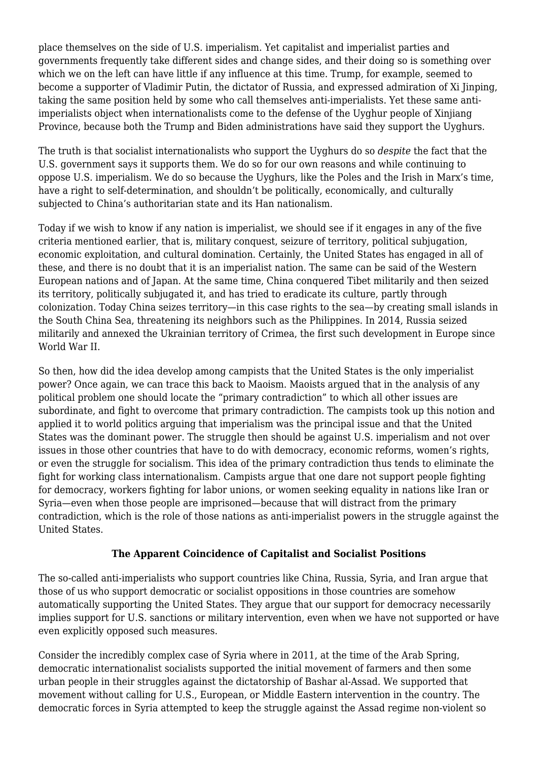place themselves on the side of U.S. imperialism. Yet capitalist and imperialist parties and governments frequently take different sides and change sides, and their doing so is something over which we on the left can have little if any influence at this time. Trump, for example, seemed to become a supporter of Vladimir Putin, the dictator of Russia, and expressed admiration of Xi Jinping, taking the same position held by some who call themselves anti-imperialists. Yet these same anti-imperialists object when internationalists come to the defense of the Uyghur people of Xinjiang Province, because both the Trump and Biden administrations have said they support the Uyghurs.

The truth is that socialist internationalists who support the Uyghurs do so *despite* the fact that the U.S. government says it supports them. We do so for our own reasons and while continuing to oppose U.S. imperialism. We do so because the Uyghurs, like the Poles and the Irish in Marx's time, have a right to self-determination, and shouldn't be politically, economically, and culturally subjected to China's authoritarian state and its Han nationalism.

Today if we wish to know if any nation is imperialist, we should see if it engages in any of the five criteria mentioned earlier, that is, military conquest, seizure of territory, political subjugation, economic exploitation, and cultural domination. Certainly, the United States has engaged in all of these, and there is no doubt that it is an imperialist nation. The same can be said of the Western European nations and of Japan. At the same time, China conquered Tibet militarily and then seized its territory, politically subjugated it, and has tried to eradicate its culture, partly through colonization. Today China seizes territory—in this case rights to the sea—by creating small islands in the South China Sea, threatening its neighbors such as the Philippines. In 2014, Russia seized militarily and annexed the Ukrainian territory of Crimea, the first such development in Europe since World War II.

So then, how did the idea develop among campists that the United States is the only imperialist power? Once again, we can trace this back to Maoism. Maoists argued that in the analysis of any political problem one should locate the "primary contradiction" to which all other issues are subordinate, and fight to overcome that primary contradiction. The campists took up this notion and applied it to world politics arguing that imperialism was the principal issue and that the United States was the dominant power. The struggle then should be against U.S. imperialism and not over issues in those other countries that have to do with democracy, economic reforms, women's rights, or even the struggle for socialism. This idea of the primary contradiction thus tends to eliminate the fight for working class internationalism. Campists argue that one dare not support people fighting for democracy, workers fighting for labor unions, or women seeking equality in nations like Iran or Syria—even when those people are imprisoned—because that will distract from the primary contradiction, which is the role of those nations as anti-imperialist powers in the struggle against the United States.

## The Apparent Coincidence of Capitalist and Socialist Positions

The so-called anti-imperialists who support countries like China, Russia, Syria, and Iran argue that those of us who support democratic or socialist oppositions in those countries are somehow automatically supporting the United States. They argue that our support for democracy necessarily implies support for U.S. sanctions or military intervention, even when we have not supported or have even explicitly opposed such measures.

Consider the incredibly complex case of Syria where in 2011, at the time of the Arab Spring, democratic internationalist socialists supported the initial movement of farmers and then some urban people in their struggles against the dictatorship of Bashar al-Assad. We supported that movement without calling for U.S., European, or Middle Eastern intervention in the country. The democratic forces in Syria attempted to keep the struggle against the Assad regime non-violent so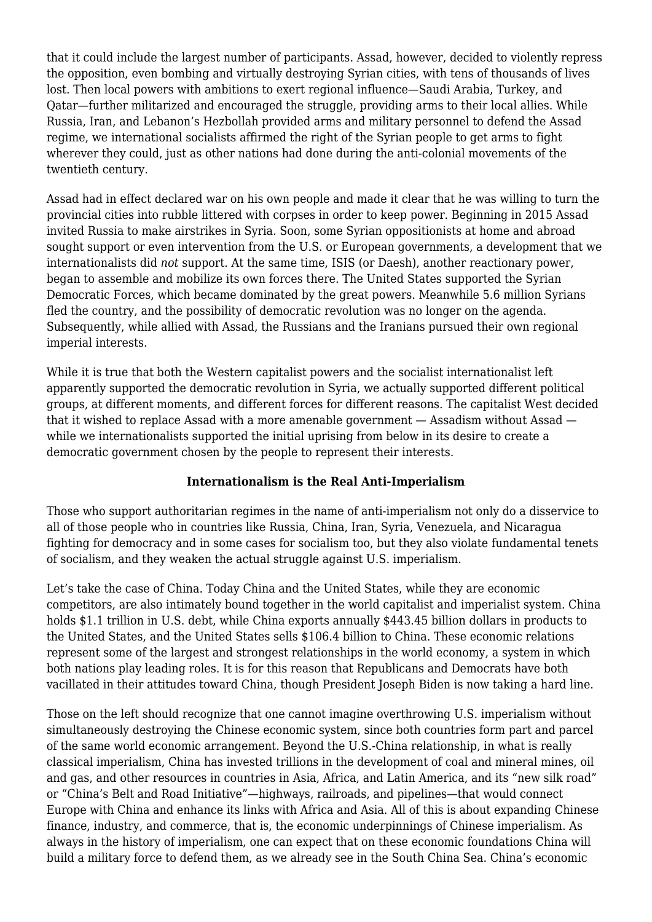that it could include the largest number of participants. Assad, however, decided to violently repress the opposition, even bombing and virtually destroying Syrian cities, with tens of thousands of lives lost. Then local powers with ambitions to exert regional influence—Saudi Arabia, Turkey, and Qatar—further militarized and encouraged the struggle, providing arms to their local allies. While Russia, Iran, and Lebanon's Hezbollah provided arms and military personnel to defend the Assad regime, we international socialists affirmed the right of the Syrian people to get arms to fight wherever they could, just as other nations had done during the anti-colonial movements of the twentieth century.

Assad had in effect declared war on his own people and made it clear that he was willing to turn the provincial cities into rubble littered with corpses in order to keep power. Beginning in 2015 Assad invited Russia to make airstrikes in Syria. Soon, some Syrian oppositionists at home and abroad sought support or even intervention from the U.S. or European governments, a development that we internationalists did *not* support. At the same time, ISIS (or Daesh), another reactionary power, began to assemble and mobilize its own forces there. The United States supported the Syrian Democratic Forces, which became dominated by the great powers. Meanwhile 5.6 million Syrians fled the country, and the possibility of democratic revolution was no longer on the agenda. Subsequently, while allied with Assad, the Russians and the Iranians pursued their own regional imperial interests.

While it is true that both the Western capitalist powers and the socialist internationalist left apparently supported the democratic revolution in Syria, we actually supported different political groups, at different moments, and different forces for different reasons. The capitalist West decided that it wished to replace Assad with a more amenable government — Assadism without Assad — while we internationalists supported the initial uprising from below in its desire to create a democratic government chosen by the people to represent their interests.

## Internationalism is the Real Anti-Imperialism

Those who support authoritarian regimes in the name of anti-imperialism not only do a disservice to all of those people who in countries like Russia, China, Iran, Syria, Venezuela, and Nicaragua fighting for democracy and in some cases for socialism too, but they also violate fundamental tenets of socialism, and they weaken the actual struggle against U.S. imperialism.

Let's take the case of China. Today China and the United States, while they are economic competitors, are also intimately bound together in the world capitalist and imperialist system. China holds $1.1 trillion in U.S. debt, while China exports annually $443.45 billion dollars in products to the United States, and the United States sells $106.4 billion to China. These economic relations represent some of the largest and strongest relationships in the world economy, a system in which both nations play leading roles. It is for this reason that Republicans and Democrats have both vacillated in their attitudes toward China, though President Joseph Biden is now taking a hard line.

Those on the left should recognize that one cannot imagine overthrowing U.S. imperialism without simultaneously destroying the Chinese economic system, since both countries form part and parcel of the same world economic arrangement. Beyond the U.S.-China relationship, in what is really classical imperialism, China has invested trillions in the development of coal and mineral mines, oil and gas, and other resources in countries in Asia, Africa, and Latin America, and its "new silk road" or "China's Belt and Road Initiative"—highways, railroads, and pipelines—that would connect Europe with China and enhance its links with Africa and Asia. All of this is about expanding Chinese finance, industry, and commerce, that is, the economic underpinnings of Chinese imperialism. As always in the history of imperialism, one can expect that on these economic foundations China will build a military force to defend them, as we already see in the South China Sea. China's economic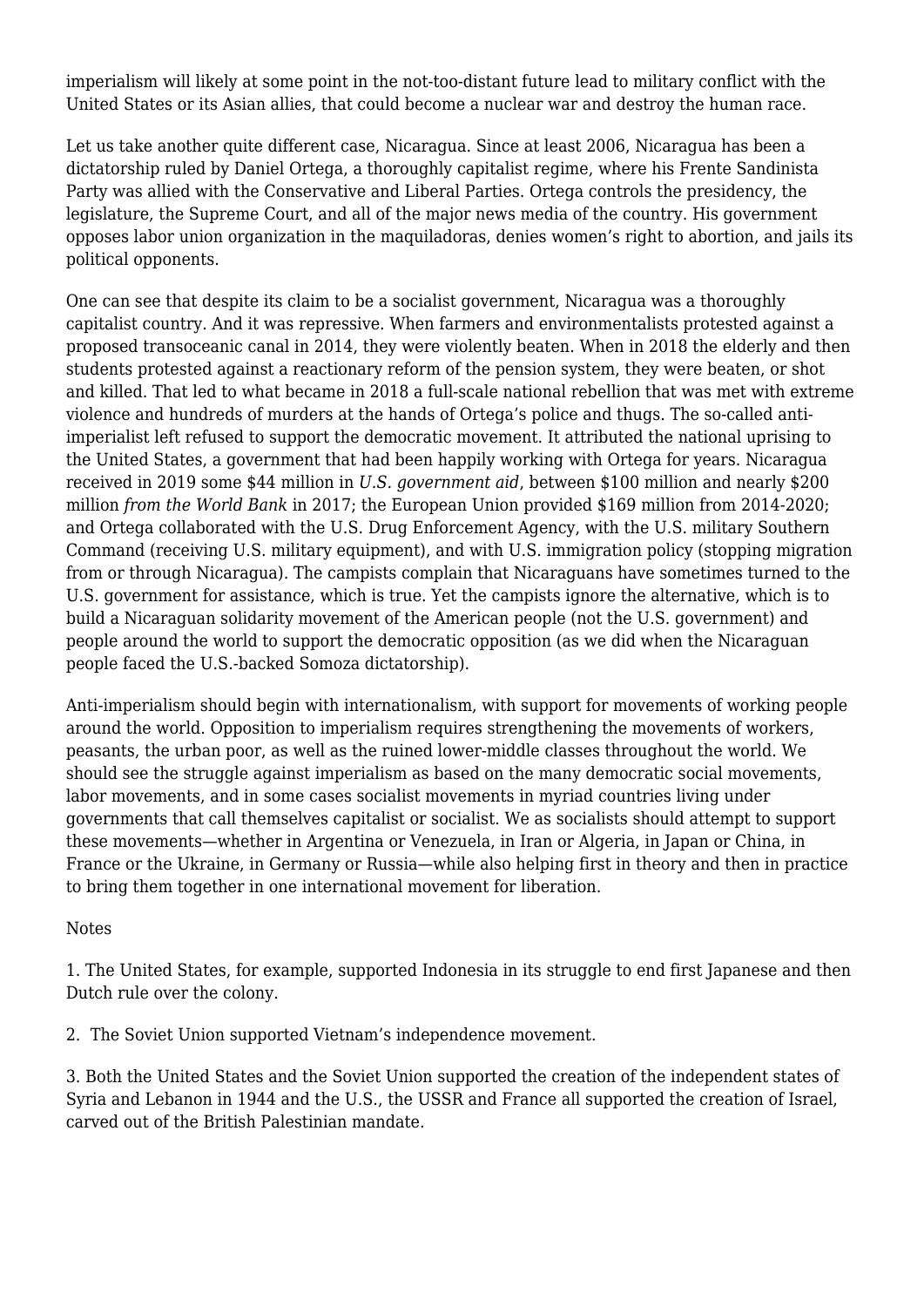imperialism will likely at some point in the not-too-distant future lead to military conflict with the United States or its Asian allies, that could become a nuclear war and destroy the human race.

Let us take another quite different case, Nicaragua. Since at least 2006, Nicaragua has been a dictatorship ruled by Daniel Ortega, a thoroughly capitalist regime, where his Frente Sandinista Party was allied with the Conservative and Liberal Parties. Ortega controls the presidency, the legislature, the Supreme Court, and all of the major news media of the country. His government opposes labor union organization in the maquiladoras, denies women's right to abortion, and jails its political opponents.

One can see that despite its claim to be a socialist government, Nicaragua was a thoroughly capitalist country. And it was repressive. When farmers and environmentalists protested against a proposed transoceanic canal in 2014, they were violently beaten. When in 2018 the elderly and then students protested against a reactionary reform of the pension system, they were beaten, or shot and killed. That led to what became in 2018 a full-scale national rebellion that was met with extreme violence and hundreds of murders at the hands of Ortega's police and thugs. The so-called anti-imperialist left refused to support the democratic movement. It attributed the national uprising to the United States, a government that had been happily working with Ortega for years. Nicaragua received in 2019 some $44 million in *U.S. government aid*, between $100 million and nearly $200 million *from the World Bank* in 2017; the European Union provided $169 million from 2014-2020; and Ortega collaborated with the U.S. Drug Enforcement Agency, with the U.S. military Southern Command (receiving U.S. military equipment), and with U.S. immigration policy (stopping migration from or through Nicaragua). The campists complain that Nicaraguans have sometimes turned to the U.S. government for assistance, which is true. Yet the campists ignore the alternative, which is to build a Nicaraguan solidarity movement of the American people (not the U.S. government) and people around the world to support the democratic opposition (as we did when the Nicaraguan people faced the U.S.-backed Somoza dictatorship).

Anti-imperialism should begin with internationalism, with support for movements of working people around the world. Opposition to imperialism requires strengthening the movements of workers, peasants, the urban poor, as well as the ruined lower-middle classes throughout the world. We should see the struggle against imperialism as based on the many democratic social movements, labor movements, and in some cases socialist movements in myriad countries living under governments that call themselves capitalist or socialist. We as socialists should attempt to support these movements—whether in Argentina or Venezuela, in Iran or Algeria, in Japan or China, in France or the Ukraine, in Germany or Russia—while also helping first in theory and then in practice to bring them together in one international movement for liberation.

Notes

1. The United States, for example, supported Indonesia in its struggle to end first Japanese and then Dutch rule over the colony.

2. The Soviet Union supported Vietnam's independence movement.

3. Both the United States and the Soviet Union supported the creation of the independent states of Syria and Lebanon in 1944 and the U.S., the USSR and France all supported the creation of Israel, carved out of the British Palestinian mandate.